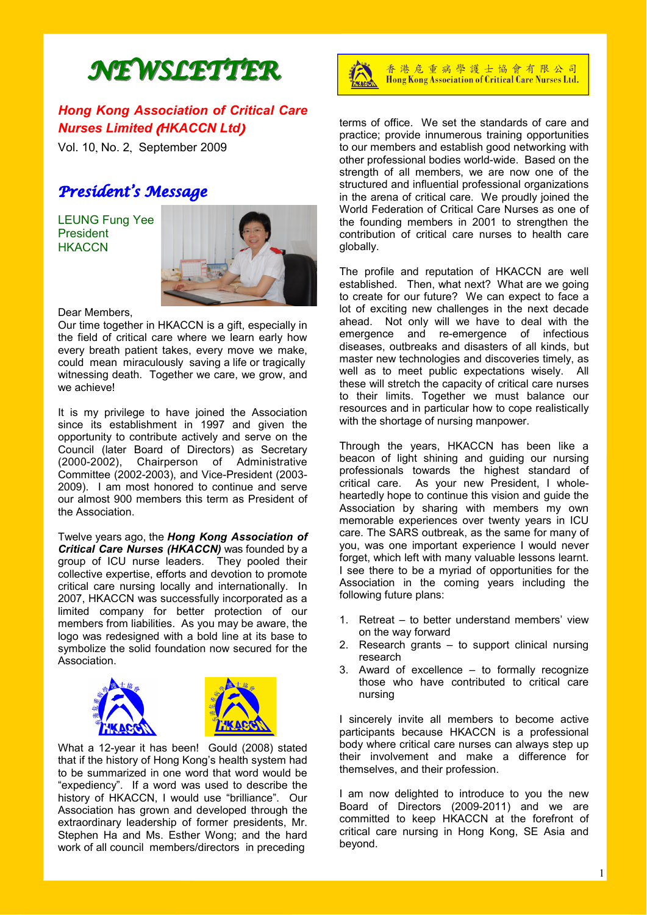# NEWSLETTER

**Hong Kong Association of Critical Care Nurses Limited (HKACCN Ltd)**

Vol. 10, No. 2, September 2009

香港危重病學護士協會有限公司
Hong Kong Association of Critical Care Nurses Ltd.

## President's Message

LEUNG Fung Yee
President
HKACCN

Dear Members,

Our time together in HKACCN is a gift, especially in the field of critical care where we learn early how every breath patient takes, every move we make, could mean miraculously saving a life or tragically witnessing death. Together we care, we grow, and we achieve!

It is my privilege to have joined the Association since its establishment in 1997 and given the opportunity to contribute actively and serve on the Council (later Board of Directors) as Secretary (2000-2002), Chairperson of Administrative Committee (2002-2003), and Vice-President (2003-2009). I am most honored to continue and serve our almost 900 members this term as President of the Association.

Twelve years ago, the ***Hong Kong Association of Critical Care Nurses (HKACCN)*** was founded by a group of ICU nurse leaders. They pooled their collective expertise, efforts and devotion to promote critical care nursing locally and internationally. In 2007, HKACCN was successfully incorporated as a limited company for better protection of our members from liabilities. As you may be aware, the logo was redesigned with a bold line at its base to symbolize the solid foundation now secured for the Association.

What a 12-year it has been! Gould (2008) stated that if the history of Hong Kong's health system had to be summarized in one word that word would be "expediency". If a word was used to describe the history of HKACCN, I would use "brilliance". Our Association has grown and developed through the extraordinary leadership of former presidents, Mr. Stephen Ha and Ms. Esther Wong; and the hard work of all council members/directors in preceding terms of office. We set the standards of care and practice; provide innumerous training opportunities to our members and establish good networking with other professional bodies world-wide. Based on the strength of all members, we are now one of the structured and influential professional organizations in the arena of critical care. We proudly joined the World Federation of Critical Care Nurses as one of the founding members in 2001 to strengthen the contribution of critical care nurses to health care globally.

The profile and reputation of HKACCN are well established. Then, what next? What are we going to create for our future? We can expect to face a lot of exciting new challenges in the next decade ahead. Not only will we have to deal with the emergence and re-emergence of infectious diseases, outbreaks and disasters of all kinds, but master new technologies and discoveries timely, as well as to meet public expectations wisely. All these will stretch the capacity of critical care nurses to their limits. Together we must balance our resources and in particular how to cope realistically with the shortage of nursing manpower.

Through the years, HKACCN has been like a beacon of light shining and guiding our nursing professionals towards the highest standard of critical care. As your new President, I whole-heartedly hope to continue this vision and guide the Association by sharing with members my own memorable experiences over twenty years in ICU care. The SARS outbreak, as the same for many of you, was one important experience I would never forget, which left with many valuable lessons learnt. I see there to be a myriad of opportunities for the Association in the coming years including the following future plans:

1. Retreat – to better understand members' view on the way forward
2. Research grants – to support clinical nursing research
3. Award of excellence – to formally recognize those who have contributed to critical care nursing

I sincerely invite all members to become active participants because HKACCN is a professional body where critical care nurses can always step up their involvement and make a difference for themselves, and their profession.

I am now delighted to introduce to you the new Board of Directors (2009-2011) and we are committed to keep HKACCN at the forefront of critical care nursing in Hong Kong, SE Asia and beyond.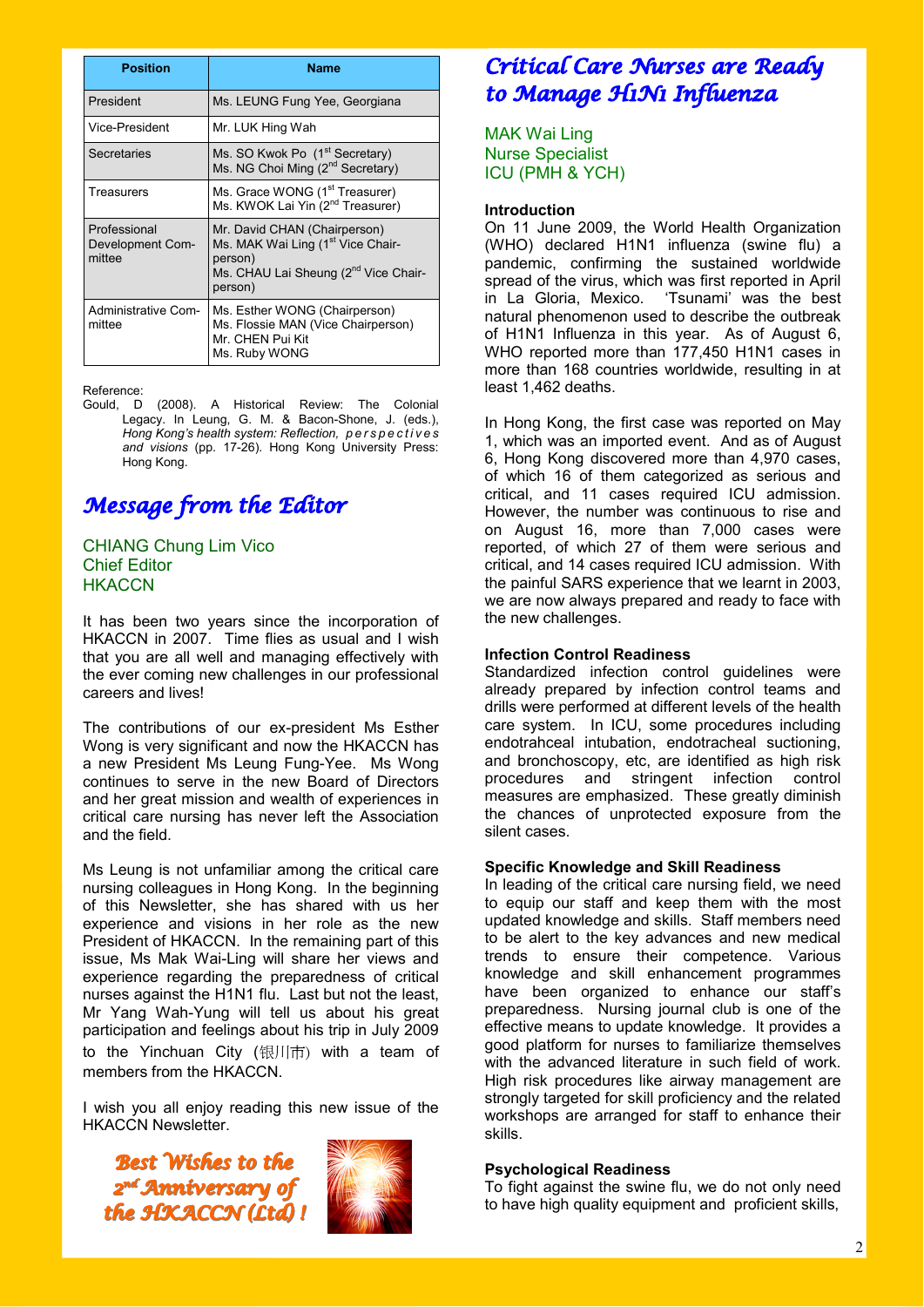| Position | Name |
|---|---|
| President | Ms. LEUNG Fung Yee, Georgiana |
| Vice-President | Mr. LUK Hing Wah |
| Secretaries | Ms. SO Kwok Po (1st Secretary)<br>Ms. NG Choi Ming (2nd Secretary) |
| Treasurers | Ms. Grace WONG (1st Treasurer)<br>Ms. KWOK Lai Yin (2nd Treasurer) |
| Professional Development Committee | Mr. David CHAN (Chairperson)<br>Ms. MAK Wai Ling (1st Vice Chairperson)<br>Ms. CHAU Lai Sheung (2nd Vice Chairperson) |
| Administrative Committee | Ms. Esther WONG (Chairperson)<br>Ms. Flossie MAN (Vice Chairperson)<br>Mr. CHEN Pui Kit<br>Ms. Ruby WONG |

Reference:

Gould, D (2008). A Historical Review: The Colonial Legacy. In Leung, G. M. & Bacon-Shone, J. (eds.), *Hong Kong's health system: Reflection, perspectives and visions* (pp. 17-26). Hong Kong University Press: Hong Kong.

# Message from the Editor

CHIANG Chung Lim Vico
Chief Editor
HKACCN

It has been two years since the incorporation of HKACCN in 2007. Time flies as usual and I wish that you are all well and managing effectively with the ever coming new challenges in our professional careers and lives!

The contributions of our ex-president Ms Esther Wong is very significant and now the HKACCN has a new President Ms Leung Fung-Yee. Ms Wong continues to serve in the new Board of Directors and her great mission and wealth of experiences in critical care nursing has never left the Association and the field.

Ms Leung is not unfamiliar among the critical care nursing colleagues in Hong Kong. In the beginning of this Newsletter, she has shared with us her experience and visions in her role as the new President of HKACCN. In the remaining part of this issue, Ms Mak Wai-Ling will share her views and experience regarding the preparedness of critical nurses against the H1N1 flu. Last but not the least, Mr Yang Wah-Yung will tell us about his great participation and feelings about his trip in July 2009 to the Yinchuan City (银川市) with a team of members from the HKACCN.

I wish you all enjoy reading this new issue of the HKACCN Newsletter.

*Best Wishes to the 2nd Anniversary of the HKACCN (Ltd) !*

# Critical Care Nurses are Ready to Manage H1N1 Influenza

MAK Wai Ling
Nurse Specialist
ICU (PMH & YCH)

### Introduction

On 11 June 2009, the World Health Organization (WHO) declared H1N1 influenza (swine flu) a pandemic, confirming the sustained worldwide spread of the virus, which was first reported in April in La Gloria, Mexico. 'Tsunami' was the best natural phenomenon used to describe the outbreak of H1N1 Influenza in this year. As of August 6, WHO reported more than 177,450 H1N1 cases in more than 168 countries worldwide, resulting in at least 1,462 deaths.

In Hong Kong, the first case was reported on May 1, which was an imported event. And as of August 6, Hong Kong discovered more than 4,970 cases, of which 16 of them categorized as serious and critical, and 11 cases required ICU admission. However, the number was continuous to rise and on August 16, more than 7,000 cases were reported, of which 27 of them were serious and critical, and 14 cases required ICU admission. With the painful SARS experience that we learnt in 2003, we are now always prepared and ready to face with the new challenges.

### Infection Control Readiness

Standardized infection control guidelines were already prepared by infection control teams and drills were performed at different levels of the health care system. In ICU, some procedures including endotrahceal intubation, endotracheal suctioning, and bronchoscopy, etc, are identified as high risk procedures and stringent infection control measures are emphasized. These greatly diminish the chances of unprotected exposure from the silent cases.

### Specific Knowledge and Skill Readiness

In leading of the critical care nursing field, we need to equip our staff and keep them with the most updated knowledge and skills. Staff members need to be alert to the key advances and new medical trends to ensure their competence. Various knowledge and skill enhancement programmes have been organized to enhance our staff's preparedness. Nursing journal club is one of the effective means to update knowledge. It provides a good platform for nurses to familiarize themselves with the advanced literature in such field of work. High risk procedures like airway management are strongly targeted for skill proficiency and the related workshops are arranged for staff to enhance their skills.

### Psychological Readiness

To fight against the swine flu, we do not only need to have high quality equipment and proficient skills,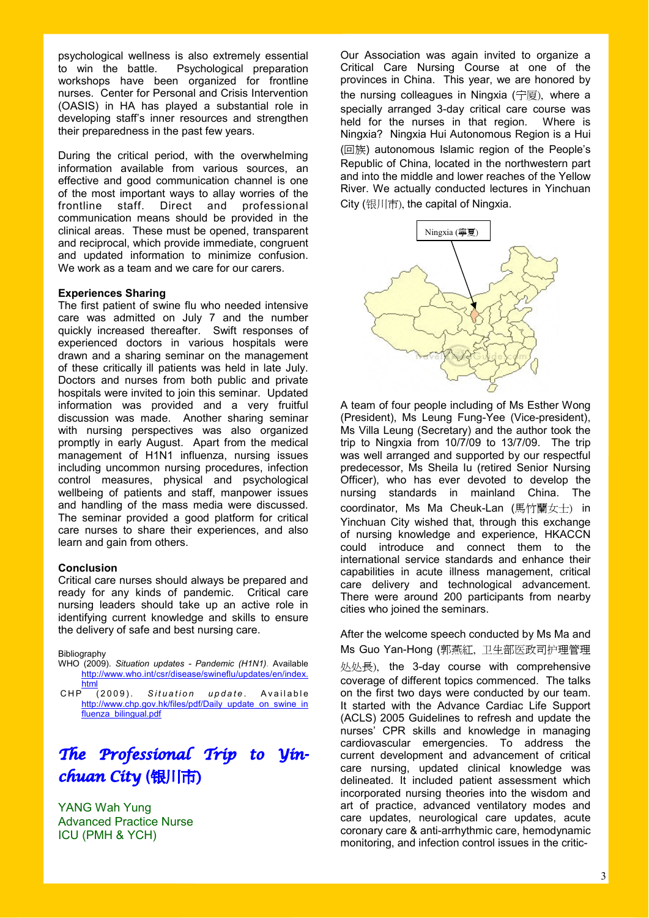psychological wellness is also extremely essential to win the battle. Psychological preparation workshops have been organized for frontline nurses. Center for Personal and Crisis Intervention (OASIS) in HA has played a substantial role in developing staff's inner resources and strengthen their preparedness in the past few years.

During the critical period, with the overwhelming information available from various sources, an effective and good communication channel is one of the most important ways to allay worries of the frontline staff. Direct and professional communication means should be provided in the clinical areas. These must be opened, transparent and reciprocal, which provide immediate, congruent and updated information to minimize confusion. We work as a team and we care for our carers.

**Experiences Sharing**

The first patient of swine flu who needed intensive care was admitted on July 7 and the number quickly increased thereafter. Swift responses of experienced doctors in various hospitals were drawn and a sharing seminar on the management of these critically ill patients was held in late July. Doctors and nurses from both public and private hospitals were invited to join this seminar. Updated information was provided and a very fruitful discussion was made. Another sharing seminar with nursing perspectives was also organized promptly in early August. Apart from the medical management of H1N1 influenza, nursing issues including uncommon nursing procedures, infection control measures, physical and psychological wellbeing of patients and staff, manpower issues and handling of the mass media were discussed. The seminar provided a good platform for critical care nurses to share their experiences, and also learn and gain from others.

**Conclusion**

Critical care nurses should always be prepared and ready for any kinds of pandemic. Critical care nursing leaders should take up an active role in identifying current knowledge and skills to ensure the delivery of safe and best nursing care.

Bibliography

WHO (2009). *Situation updates - Pandemic (H1N1)*. Available http://www.who.int/csr/disease/swineflu/updates/en/index.html

CHP (2009). *Situation update*. Available http://www.chp.gov.hk/files/pdf/Daily_update_on_swine_influenza_bilingual.pdf

## *The Professional Trip to Yinchuan City (银川市)*

YANG Wah Yung
Advanced Practice Nurse
ICU (PMH & YCH)

Our Association was again invited to organize a Critical Care Nursing Course at one of the provinces in China. This year, we are honored by the nursing colleagues in Ningxia (宁夏), where a specially arranged 3-day critical care course was held for the nurses in that region. Where is Ningxia? Ningxia Hui Autonomous Region is a Hui (回族) autonomous Islamic region of the People's Republic of China, located in the northwestern part and into the middle and lower reaches of the Yellow River. We actually conducted lectures in Yinchuan City (银川市), the capital of Ningxia.

Ningxia (寧夏)

A team of four people including of Ms Esther Wong (President), Ms Leung Fung-Yee (Vice-president), Ms Villa Leung (Secretary) and the author took the trip to Ningxia from 10/7/09 to 13/7/09. The trip was well arranged and supported by our respectful predecessor, Ms Sheila Iu (retired Senior Nursing Officer), who has ever devoted to develop the nursing standards in mainland China. The coordinator, Ms Ma Cheuk-Lan (馬竹蘭女士) in Yinchuan City wished that, through this exchange of nursing knowledge and experience, HKACCN could introduce and connect them to the international service standards and enhance their capabilities in acute illness management, critical care delivery and technological advancement. There were around 200 participants from nearby cities who joined the seminars.

After the welcome speech conducted by Ms Ma and Ms Guo Yan-Hong (郭燕紅, 卫生部医政司护理管理处处長), the 3-day course with comprehensive coverage of different topics commenced. The talks on the first two days were conducted by our team. It started with the Advance Cardiac Life Support (ACLS) 2005 Guidelines to refresh and update the nurses' CPR skills and knowledge in managing cardiovascular emergencies. To address the current development and advancement of critical care nursing, updated clinical knowledge was delineated. It included patient assessment which incorporated nursing theories into the wisdom and art of practice, advanced ventilatory modes and care updates, neurological care updates, acute coronary care & anti-arrhythmic care, hemodynamic monitoring, and infection control issues in the critic-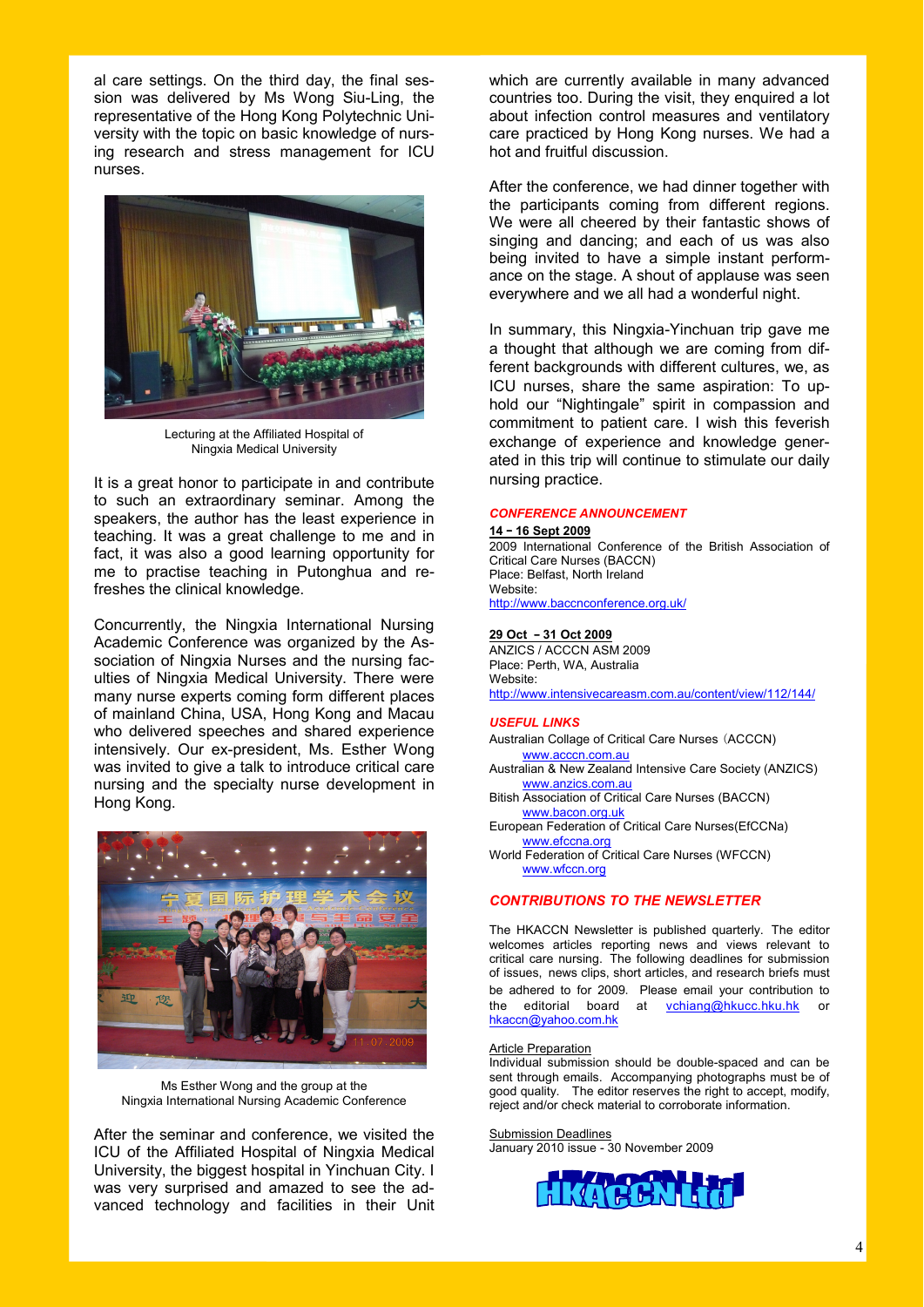al care settings. On the third day, the final session was delivered by Ms Wong Siu-Ling, the representative of the Hong Kong Polytechnic University with the topic on basic knowledge of nursing research and stress management for ICU nurses.

Lecturing at the Affiliated Hospital of Ningxia Medical University

It is a great honor to participate in and contribute to such an extraordinary seminar. Among the speakers, the author has the least experience in teaching. It was a great challenge to me and in fact, it was also a good learning opportunity for me to practise teaching in Putonghua and refreshes the clinical knowledge.

Concurrently, the Ningxia International Nursing Academic Conference was organized by the Association of Ningxia Nurses and the nursing faculties of Ningxia Medical University. There were many nurse experts coming form different places of mainland China, USA, Hong Kong and Macau who delivered speeches and shared experience intensively. Our ex-president, Ms. Esther Wong was invited to give a talk to introduce critical care nursing and the specialty nurse development in Hong Kong.

Ms Esther Wong and the group at the Ningxia International Nursing Academic Conference

After the seminar and conference, we visited the ICU of the Affiliated Hospital of Ningxia Medical University, the biggest hospital in Yinchuan City. I was very surprised and amazed to see the advanced technology and facilities in their Unit which are currently available in many advanced countries too. During the visit, they enquired a lot about infection control measures and ventilatory care practiced by Hong Kong nurses. We had a hot and fruitful discussion.

After the conference, we had dinner together with the participants coming from different regions. We were all cheered by their fantastic shows of singing and dancing; and each of us was also being invited to have a simple instant performance on the stage. A shout of applause was seen everywhere and we all had a wonderful night.

In summary, this Ningxia-Yinchuan trip gave me a thought that although we are coming from different backgrounds with different cultures, we, as ICU nurses, share the same aspiration: To uphold our "Nightingale" spirit in compassion and commitment to patient care. I wish this feverish exchange of experience and knowledge generated in this trip will continue to stimulate our daily nursing practice.

### *CONFERENCE ANNOUNCEMENT*

**14 – 16 Sept 2009**
2009 International Conference of the British Association of Critical Care Nurses (BACCN)
Place: Belfast, North Ireland
Website:
http://www.baccnconference.org.uk/

**29 Oct – 31 Oct 2009**
ANZICS / ACCCN ASM 2009
Place: Perth, WA, Australia
Website:
http://www.intensivecareasm.com.au/content/view/112/144/

### *USEFUL LINKS*

Australian Collage of Critical Care Nurses（ACCCN)
www.acccn.com.au
Australian & New Zealand Intensive Care Society (ANZICS)
www.anzics.com.au
Bitish Association of Critical Care Nurses (BACCN)
www.bacon.org.uk
European Federation of Critical Care Nurses(EfCCNa)
www.efccna.org
World Federation of Critical Care Nurses (WFCCN)
www.wfccn.org

### *CONTRIBUTIONS TO THE NEWSLETTER*

The HKACCN Newsletter is published quarterly. The editor welcomes articles reporting news and views relevant to critical care nursing. The following deadlines for submission of issues, news clips, short articles, and research briefs must be adhered to for 2009. Please email your contribution to the editorial board at vchiang@hkucc.hku.hk or hkaccn@yahoo.com.hk

Article Preparation
Individual submission should be double-spaced and can be sent through emails. Accompanying photographs must be of good quality. The editor reserves the right to accept, modify, reject and/or check material to corroborate information.

Submission Deadlines
January 2010 issue - 30 November 2009

HKACCN Ltd